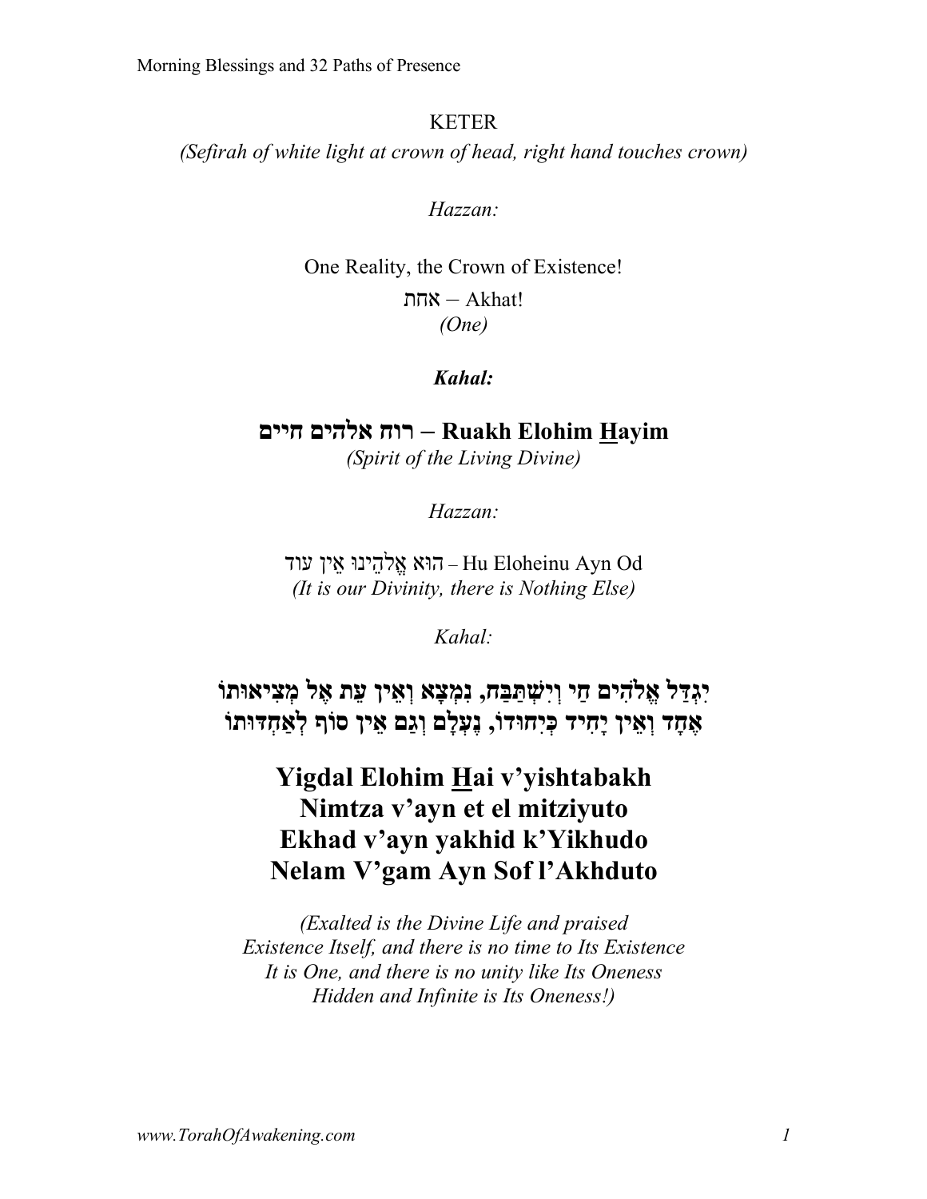# KETER

*(Sefirah of white light at crown of head, right hand touches crown)*

*Hazzan:*

One Reality, the Crown of Existence!

אחת – Akhat!

*(One)*

***Kahal:***

**רוח אלהים חיים – Ruakh Elohim Hayim**

*(Spirit of the Living Divine)*

*Hazzan:*

הוּא אֱלֹהֵינוּ אֵין עוֹד – Hu Eloheinu Ayn Od

*(It is our Divinity, there is Nothing Else)*

*Kahal:*

**יִגְדַּל אֱלֹהִים חַי וְיִשְׁתַּבַּח, נִמְצָא וְאֵין עֵת אֶל מְצִיאוּתוֹ**

**אֶחָד וְאֵין יָחִיד כְּיִחוּדוֹ, נֶעְלָם וְגַם אֵין סוֹף לְאַחְדּוּתוֹ**

**Yigdal Elohim Hai v'yishtabakh**
**Nimtza v'ayn et el mitziyuto**
**Ekhad v'ayn yakhid k'Yikhudo**
**Nelam V'gam Ayn Sof l'Akhduto**

*(Exalted is the Divine Life and praised*
*Existence Itself, and there is no time to Its Existence*
*It is One, and there is no unity like Its Oneness*
*Hidden and Infinite is Its Oneness!)*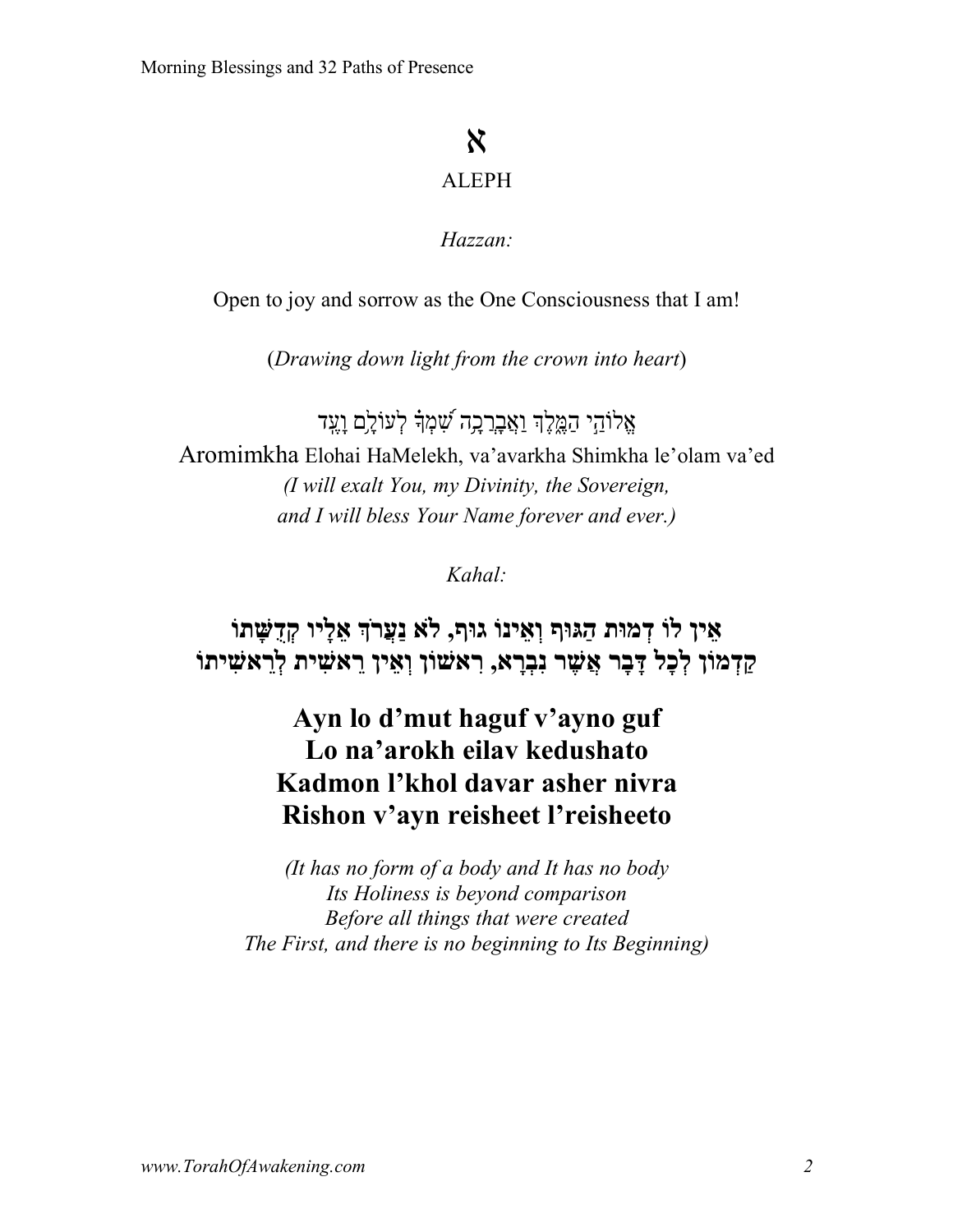# א

## ALEPH

*Hazzan:*

Open to joy and sorrow as the One Consciousness that I am!

(*Drawing down light from the crown into heart*)

אֱלוֹהַי הַמֶּלֶךְ וַאֲבָרְכָה שִׁמְךָ לְעוֹלָם וָעֶד

Aromimkha Elohai HaMelekh, va'avarkha Shimkha le'olam va'ed

*(I will exalt You, my Divinity, the Sovereign,*
*and I will bless Your Name forever and ever.)*

*Kahal:*

**אֵין לוֹ דְּמוּת הַגּוּף וְאֵינוֹ גוּף, לֹא נַעֲרֹךְ אֵלָיו קְדֻשָּׁתוֹ**
**קַדְמוֹן לְכָל דָּבָר אֲשֶׁר נִבְרָא, רִאשׁוֹן וְאֵין רֵאשִׁית לְרֵאשִׁיתוֹ**

**Ayn lo d'mut haguf v'ayno guf**
**Lo na'arokh eilav kedushato**
**Kadmon l'khol davar asher nivra**
**Rishon v'ayn reisheet l'reisheeto**

*(It has no form of a body and It has no body*
*Its Holiness is beyond comparison*
*Before all things that were created*
*The First, and there is no beginning to Its Beginning)*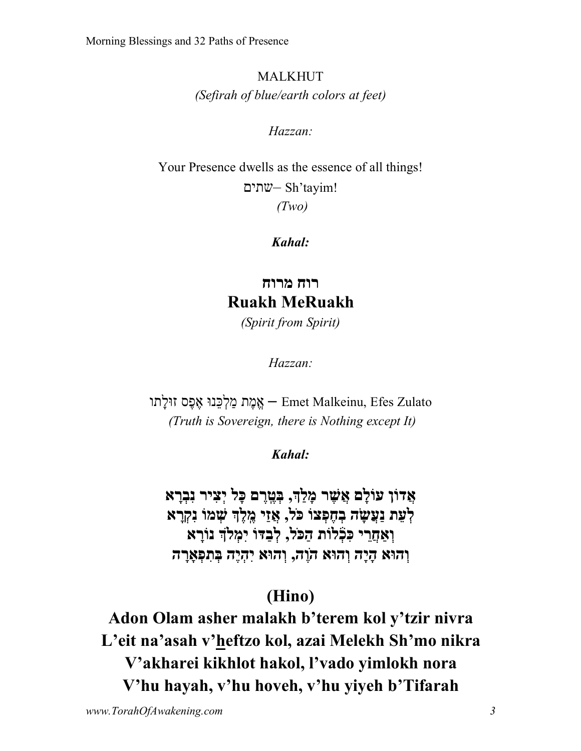## MALKHUT

*(Sefirah of blue/earth colors at feet)*

*Hazzan:*

Your Presence dwells as the essence of all things!

שתים– Sh'tayim!

*(Two)*

***Kahal:***

### רוח מרוח
### Ruakh MeRuakh

*(Spirit from Spirit)*

*Hazzan:*

אֱמֶת מַלְכֵּנוּ אֶפֶס זוּלָתוֹ – Emet Malkeinu, Efes Zulato

*(Truth is Sovereign, there is Nothing except It)*

***Kahal:***

**אֲדוֹן עוֹלָם אֲשֶׁר מָלַךְ, בְּטֶרֶם כָּל יְצִיר נִבְרָא**
**לְעֵת נַעֲשָׂה בְחֶפְצוֹ כֹּל, אֲזַי מֶלֶךְ שְׁמוֹ נִקְרָא**
**וְאַחֲרֵי כִּכְלוֹת הַכֹּל, לְבַדּוֹ יִמְלֹךְ נוֹרָא**
**וְהוּא הָיָה וְהוּא הֹוֶה, וְהוּא יִהְיֶה בְּתִפְאָרָה**

## (Hino)

**Adon Olam asher malakh b'terem kol y'tzir nivra**
**L'eit na'asah v'heftzo kol, azai Melekh Sh'mo nikra**
**V'akharei kikhlot hakol, l'vado yimlokh nora**
**V'hu hayah, v'hu hoveh, v'hu yiyeh b'Tifarah**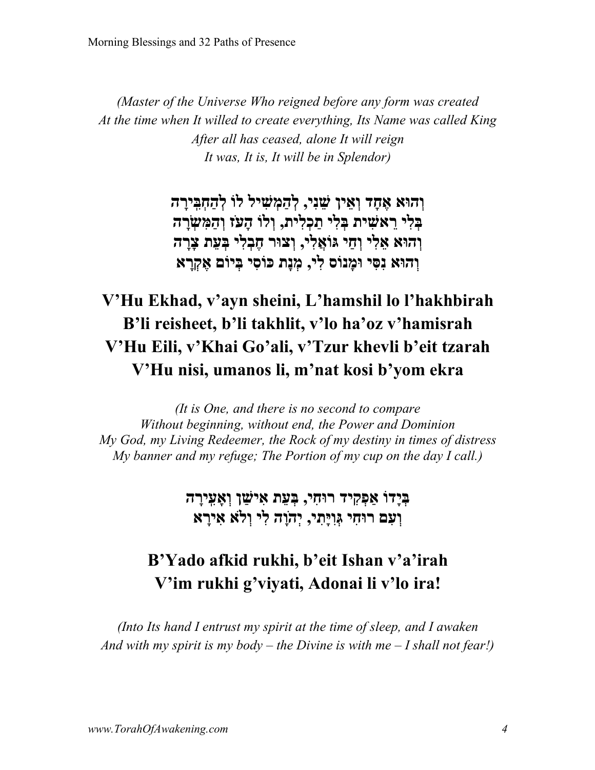*(Master of the Universe Who reigned before any form was created*
*At the time when It willed to create everything, Its Name was called King*
*After all has ceased, alone It will reign*
*It was, It is, It will be in Splendor)*

**וְהוּא אֶחָד וְאֵין שֵׁנִי, לְהַמְשִׁיל לוֹ לְהַחְבִּירָה**
**בְּלִי רֵאשִׁית בְּלִי תַכְלִית, וְלוֹ הָעֹז וְהַמִּשְׂרָה**
**וְהוּא אֵלִי וְחַי גּוֹאֲלִי, וְצוּר חֶבְלִי בְּעֵת צָרָה**
**וְהוּא נִסִּי וּמָנוֹס לִי, מְנָת כּוֹסִי בְּיוֹם אֶקְרָא**

**V'Hu Ekhad, v'ayn sheini, L'hamshil lo l'hakhbirah**
**B'li reisheet, b'li takhlit, v'lo ha'oz v'hamisrah**
**V'Hu Eili, v'Khai Go'ali, v'Tzur khevli b'eit tzarah**
**V'Hu nisi, umanos li, m'nat kosi b'yom ekra**

*(It is One, and there is no second to compare*
*Without beginning, without end, the Power and Dominion*
*My God, my Living Redeemer, the Rock of my destiny in times of distress*
*My banner and my refuge; The Portion of my cup on the day I call.)*

**בְּיָדוֹ אַפְקִיד רוּחִי, בְּעֵת אִישַׁן וְאָעִירָה**
**וְעִם רוּחִי גְּוִיָּתִי, יְהֹוָה לִי וְלֹא אִירָא**

**B'Yado afkid rukhi, b'eit Ishan v'a'irah**
**V'im rukhi g'viyati, Adonai li v'lo ira!**

*(Into Its hand I entrust my spirit at the time of sleep, and I awaken*
*And with my spirit is my body – the Divine is with me – I shall not fear!)*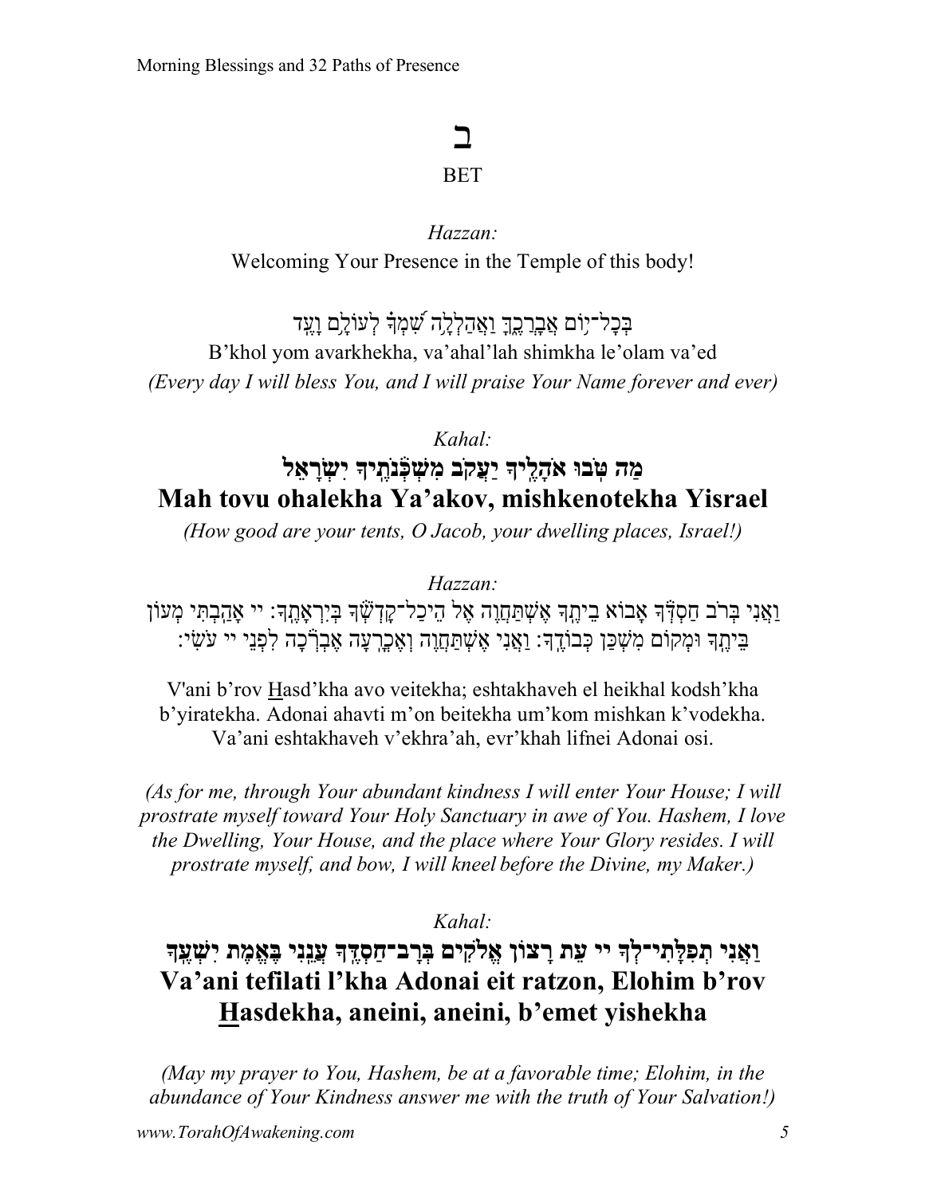# ב

## BET

*Hazzan:*

Welcoming Your Presence in the Temple of this body!

בְּכָל־יוֹם אֲבָרְכֶךָּ וַאֲהַלְלָה שִׁמְךָ לְעוֹלָם וָעֶד

B'khol yom avarkhekha, va'ahal'lah shimkha le'olam va'ed

*(Every day I will bless You, and I will praise Your Name forever and ever)*

*Kahal:*

**מַה טֹּבוּ אֹהָלֶיךָ יַעֲקֹב מִשְׁכְּנֹתֶיךָ יִשְׂרָאֵל**

**Mah tovu ohalekha Ya'akov, mishkenotekha Yisrael**

*(How good are your tents, O Jacob, your dwelling places, Israel!)*

*Hazzan:*

וַאֲנִי בְּרֹב חַסְדְּךָ אָבוֹא בֵיתֶךָ אֶשְׁתַּחֲוֶה אֶל הֵיכַל־קָדְשְׁךָ בְּיִרְאָתֶךָ: יי אָהַבְתִּי מְעוֹן בֵּיתֶךָ וּמְקוֹם מִשְׁכַּן כְּבוֹדֶךָ: וַאֲנִי אֶשְׁתַּחֲוֶה וְאֶכְרָעָה אֶבְרְכָה לִפְנֵי יי עֹשִׂי:

V'ani b'rov Hasd'kha avo veitekha; eshtakhaveh el heikhal kodsh'kha b'yiratekha. Adonai ahavti m'on beitekha um'kom mishkan k'vodekha. Va'ani eshtakhaveh v'ekhra'ah, evr'khah lifnei Adonai osi.

*(As for me, through Your abundant kindness I will enter Your House; I will prostrate myself toward Your Holy Sanctuary in awe of You. Hashem, I love the Dwelling, Your House, and the place where Your Glory resides. I will prostrate myself, and bow, I will kneel before the Divine, my Maker.)*

*Kahal:*

**וַאֲנִי תְפִלָּתִי־לְךָ יי עֵת רָצוֹן אֱלֹקִים בְּרָב־חַסְדֶּךָ עֲנֵנִי בֶּאֱמֶת יִשְׁעֶךָ**

**Va'ani tefilati l'kha Adonai eit ratzon, Elohim b'rov Hasdekha, aneini, aneini, b'emet yishekha**

*(May my prayer to You, Hashem, be at a favorable time; Elohim, in the abundance of Your Kindness answer me with the truth of Your Salvation!)*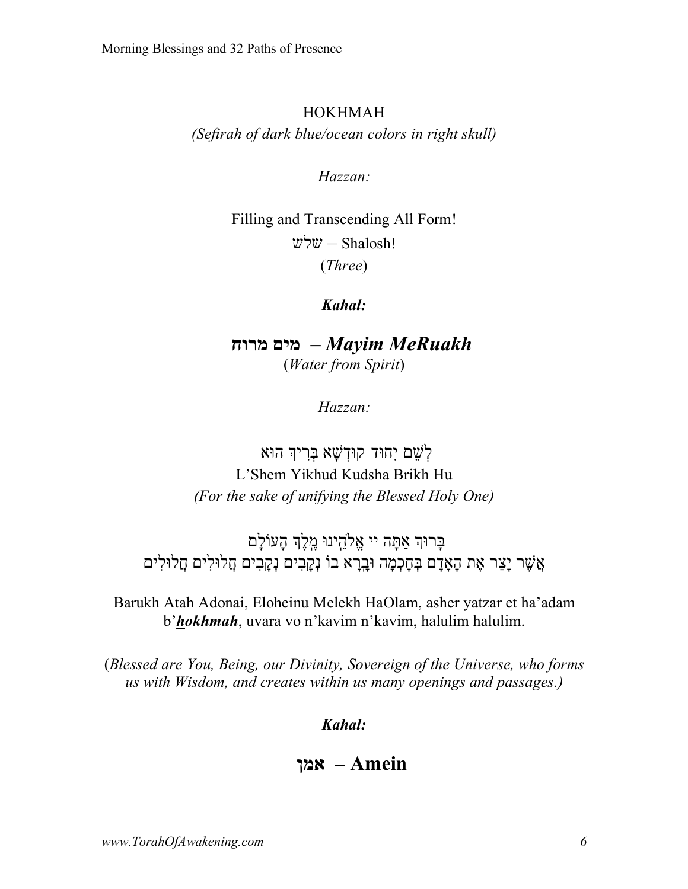## HOKHMAH

*(Sefirah of dark blue/ocean colors in right skull)*

*Hazzan:*

Filling and Transcending All Form!
שלש – Shalosh!
(*Three*)

***Kahal:***

**מים מרוח – *Mayim MeRuakh***
(*Water from Spirit*)

*Hazzan:*

לְשֵׁם יִחוּד קוּדְשָׁא בְּרִיךְ הוּא
L'Shem Yikhud Kudsha Brikh Hu
*(For the sake of unifying the Blessed Holy One)*

בָּרוּךְ אַתָּה יי אֱלֹהֵינוּ מֶלֶךְ הָעוֹלָם
אֲשֶׁר יָצַר אֶת הָאָדָם בְּחָכְמָה וּבָרָא בוֹ נְקָבִים נְקָבִים חֲלוּלִים חֲלוּלִים

Barukh Atah Adonai, Eloheinu Melekh HaOlam, asher yatzar et ha'adam b'***hokhmah***, uvara vo n'kavim n'kavim, halulim halulim.

(*Blessed are You, Being, our Divinity, Sovereign of the Universe, who forms us with Wisdom, and creates within us many openings and passages.)*

***Kahal:***

**אמן – Amein**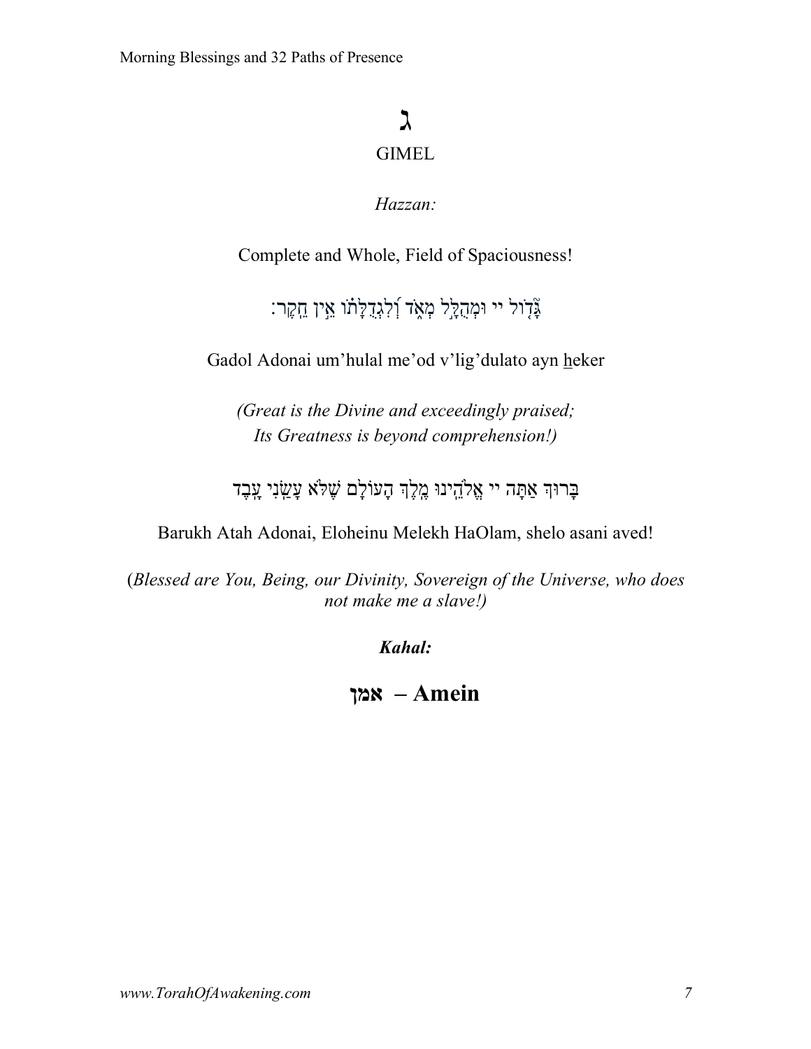# ג

## GIMEL

*Hazzan:*

Complete and Whole, Field of Spaciousness!

גָּ֘דוֹל יי וּמְהֻלָּ֣ל מְאֹ֑ד וְ֝לִגְדֻלָּת֗וֹ אֵ֣ין חֵֽקֶר׃

Gadol Adonai um'hulal me'od v'lig'dulato ayn heker

*(Great is the Divine and exceedingly praised;*
*Its Greatness is beyond comprehension!)*

בָּרוּךְ אַתָּה יי אֱלֹהֵינוּ מֶלֶךְ הָעוֹלָם שֶׁלֹּא עָשַׂנִי עָבֶד

Barukh Atah Adonai, Eloheinu Melekh HaOlam, shelo asani aved!

(*Blessed are You, Being, our Divinity, Sovereign of the Universe, who does not make me a slave!)*

***Kahal:***

**אמן – Amein**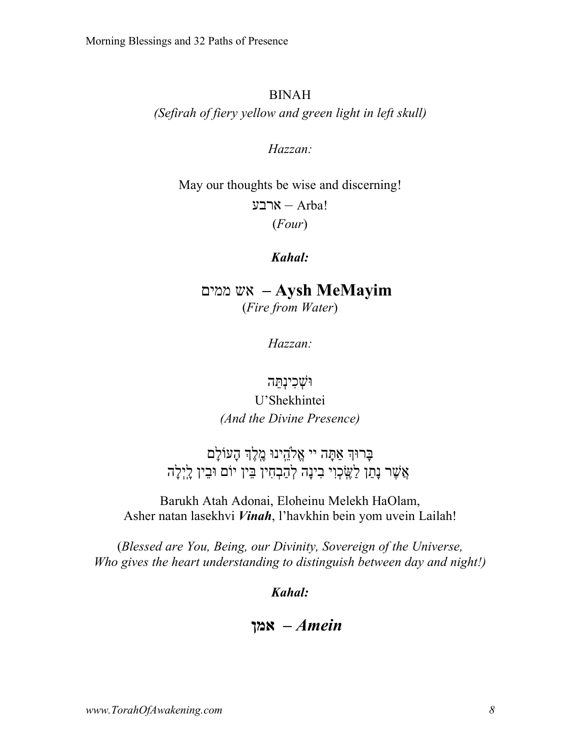BINAH

*(Sefirah of fiery yellow and green light in left skull)*

*Hazzan:*

May our thoughts be wise and discerning!

ארבע – Arba!

(*Four*)

***Kahal:***

**אש ממים – Aysh MeMayim**

(*Fire from Water*)

*Hazzan:*

וּשְׁכִינְתֵּה

U'Shekhintei

*(And the Divine Presence)*

בָּרוּךְ אַתָּה יי אֱלֹהֵינוּ מֶלֶךְ הָעוֹלָם
אֲשֶׁר נָתַן לַשֶּׂכְוִי בִינָה לְהַבְחִין בֵּין יוֹם וּבֵין לָיְלָה

Barukh Atah Adonai, Eloheinu Melekh HaOlam,
Asher natan lasekhvi ***Vinah***, l'havkhin bein yom uvein Lailah!

(*Blessed are You, Being, our Divinity, Sovereign of the Universe,
Who gives the heart understanding to distinguish between day and night!)*

***Kahal:***

**אמן** ***– Amein***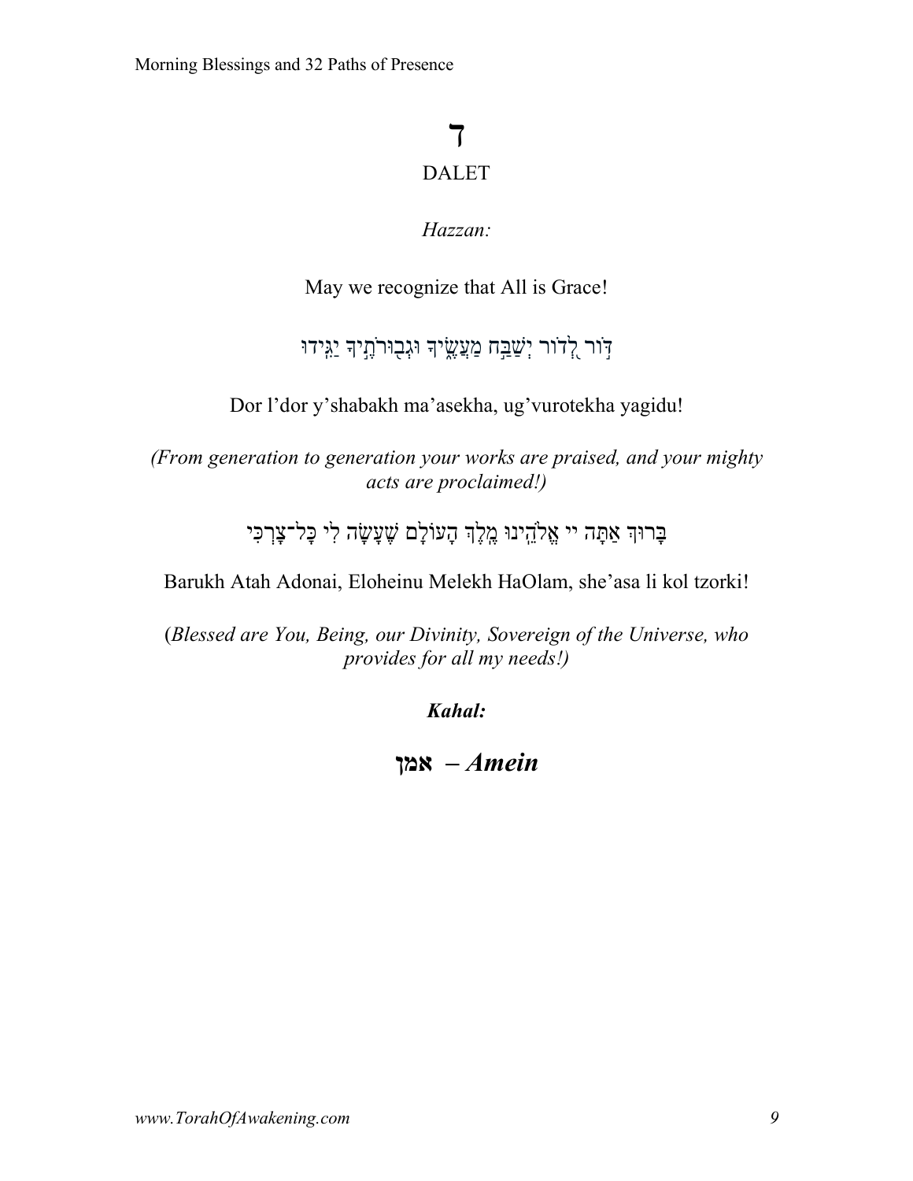# ד

## DALET

*Hazzan:*

May we recognize that All is Grace!

דּ֣וֹר לְ֭דוֹר יְשַׁבַּ֣ח מַעֲשֶׂ֑יךָ וּגְבוּרֹתֶ֥יךָ יַגִּֽידוּ

Dor l'dor y'shabakh ma'asekha, ug'vurotekha yagidu!

*(From generation to generation your works are praised, and your mighty acts are proclaimed!)*

בָּרוּךְ אַתָּה יי אֱלֹהֵינוּ מֶלֶךְ הָעוֹלָם שֶׁעָשָׂה לִי כָּל־צָרְכִּי

Barukh Atah Adonai, Eloheinu Melekh HaOlam, she'asa li kol tzorki!

(*Blessed are You, Being, our Divinity, Sovereign of the Universe, who provides for all my needs!)*

***Kahal:***

**אמן** ***– Amein***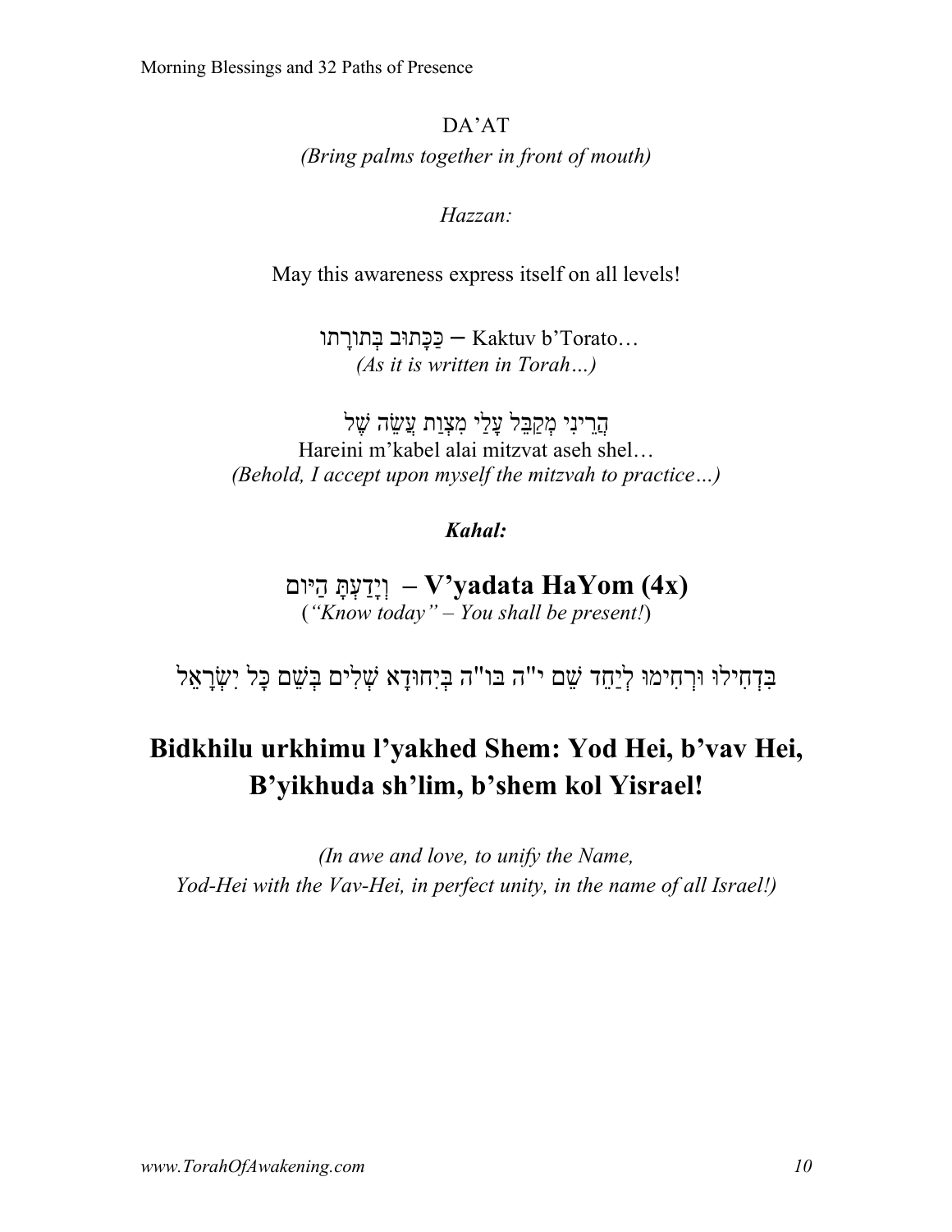DA'AT

*(Bring palms together in front of mouth)*

*Hazzan:*

May this awareness express itself on all levels!

כַּכָּתוּב בְּתוֹרָתו – Kaktuv b'Torato…
*(As it is written in Torah…)*

הֲרֵינִי מְקַבֵּל עָלַי מִצְוַת עֲשֵׂה שֶׁל
Hareini m'kabel alai mitzvat aseh shel…
*(Behold, I accept upon myself the mitzvah to practice…)*

***Kahal:***

**וְיָדַעְתָּ הַיּוֹם – V'yadata HaYom (4x)**
(*"Know today" – You shall be present!*)

בִּדְחִילוּ וּרְחִימוּ לְיַחֵד שֵׁם י"ה בו"ה בְּיִחוּדָא שְׁלִים בְּשֵׁם כָּל יִשְׂרָאֵל

## Bidkhilu urkhimu l'yakhed Shem: Yod Hei, b'vav Hei, B'yikhuda sh'lim, b'shem kol Yisrael!

*(In awe and love, to unify the Name, Yod-Hei with the Vav-Hei, in perfect unity, in the name of all Israel!)*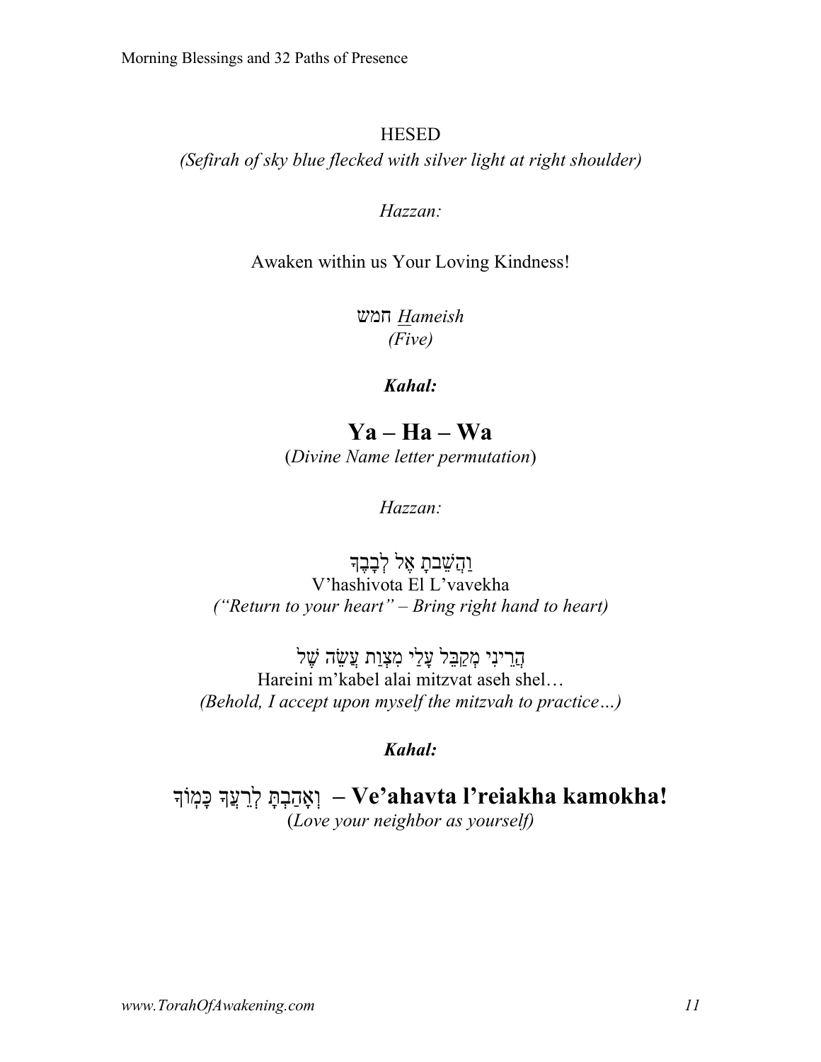HESED

*(Sefirah of sky blue flecked with silver light at right shoulder)*

*Hazzan:*

Awaken within us Your Loving Kindness!

חמש *Hameish*
*(Five)*

***Kahal:***

## Ya – Ha – Wa

(*Divine Name letter permutation*)

*Hazzan:*

וַהֲשֵׁבֹתָ אֶל לְבָבֶךָ
V'hashivota El L'vavekha
*("Return to your heart" – Bring right hand to heart)*

הֲרֵינִי מְקַבֵּל עָלַי מִצְוַת עֲשֵׂה שֶׁל
Hareini m'kabel alai mitzvat aseh shel…
*(Behold, I accept upon myself the mitzvah to practice…)*

***Kahal:***

**וְאָהַבְתָּ לְרֵעֲךָ כָּמוֹךָ – Ve'ahavta l'reiakha kamokha!**
(*Love your neighbor as yourself*)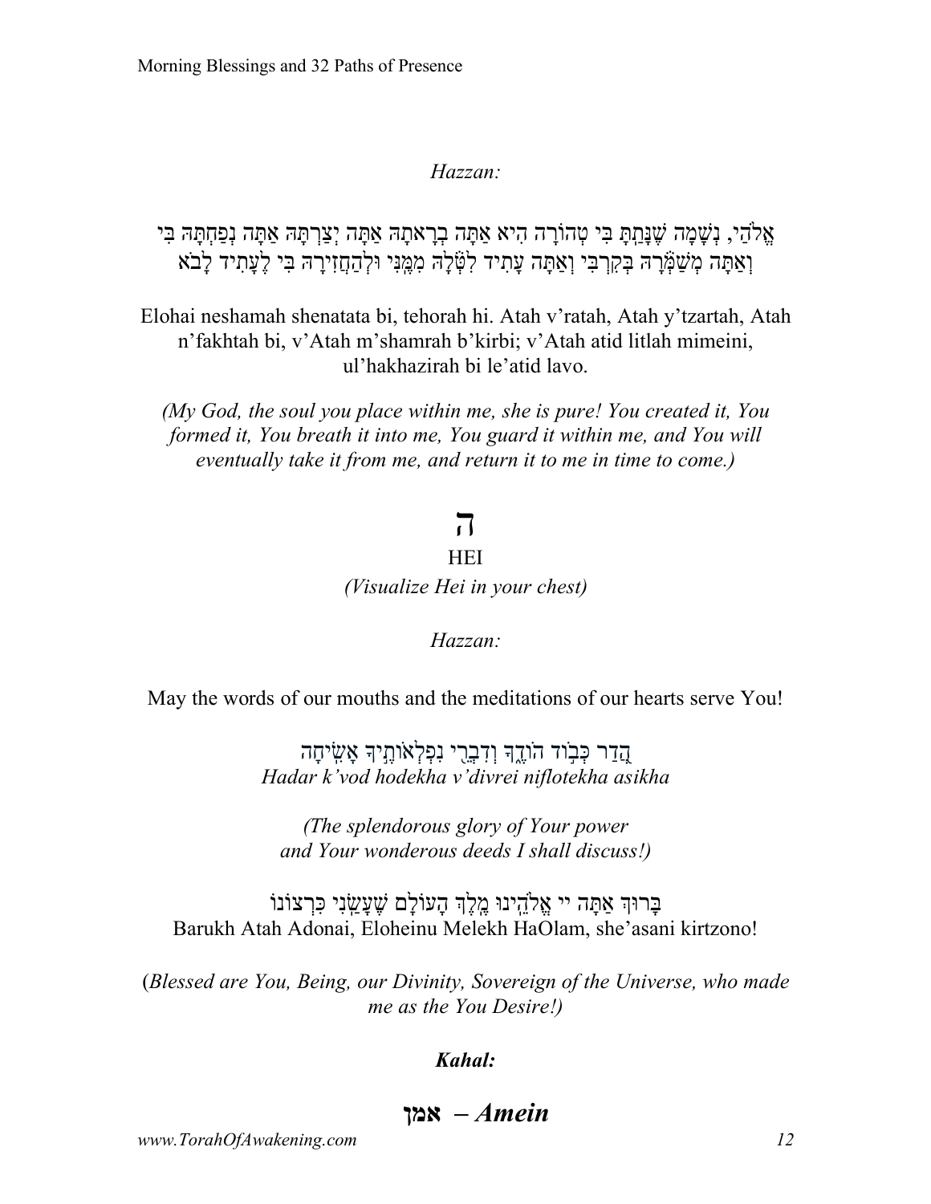*Hazzan:*

אֱלֹהַי, נְשָׁמָה שֶׁנָּתַתָּ בִּי טְהוֹרָה הִיא אַתָּה בְרָאתָהּ אַתָּה יְצַרְתָּהּ אַתָּה נְפַחְתָּהּ בִּי וְאַתָּה מְשַׁמְּרָהּ בְּקִרְבִּי וְאַתָּה עָתִיד לִטְּלָהּ מִמֶּנִּי וּלְהַחֲזִירָהּ בִּי לֶעָתִיד לָבֹא

Elohai neshamah shenatata bi, tehorah hi. Atah v'ratah, Atah y'tzartah, Atah n'fakhtah bi, v'Atah m'shamrah b'kirbi; v'Atah atid litlah mimeini, ul'hakhazirah bi le'atid lavo.

*(My God, the soul you place within me, she is pure! You created it, You formed it, You breath it into me, You guard it within me, and You will eventually take it from me, and return it to me in time to come.)*

# ה

HEI

*(Visualize Hei in your chest)*

*Hazzan:*

May the words of our mouths and the meditations of our hearts serve You!

הֲדַר כְּבוֹד הוֹדֶךָ וְדִבְרֵי נִפְלְאוֹתֶיךָ אָשִׂיחָה

*Hadar k'vod hodekha v'divrei niflotekha asikha*

*(The splendorous glory of Your power and Your wonderous deeds I shall discuss!)*

בָּרוּךְ אַתָּה יי אֱלֹהֵינוּ מֶלֶךְ הָעוֹלָם שֶׁעָשַׂנִי כִּרְצוֹנוֹ

Barukh Atah Adonai, Eloheinu Melekh HaOlam, she'asani kirtzono!

(*Blessed are You, Being, our Divinity, Sovereign of the Universe, who made me as the You Desire!)*

***Kahal:***

**אמן** – ***Amein***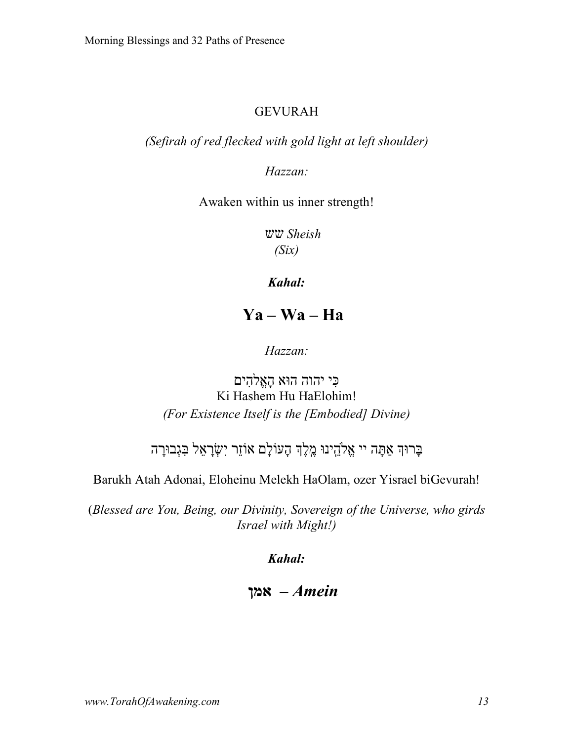## GEVURAH

*(Sefirah of red flecked with gold light at left shoulder)*

*Hazzan:*

Awaken within us inner strength!

שש *Sheish*
*(Six)*

***Kahal:***

# Ya – Wa – Ha

*Hazzan:*

כִּי יהוה הוּא הָאֱלֹהִים
Ki Hashem Hu HaElohim!
*(For Existence Itself is the [Embodied] Divine)*

בָּרוּךְ אַתָּה יי אֱלֹהֵינוּ מֶלֶךְ הָעוֹלָם אוֹזֵר יִשְׂרָאֵל בִּגְבוּרָה

Barukh Atah Adonai, Eloheinu Melekh HaOlam, ozer Yisrael biGevurah!

(*Blessed are You, Being, our Divinity, Sovereign of the Universe, who girds Israel with Might!)*

***Kahal:***

**אמן** ***– Amein***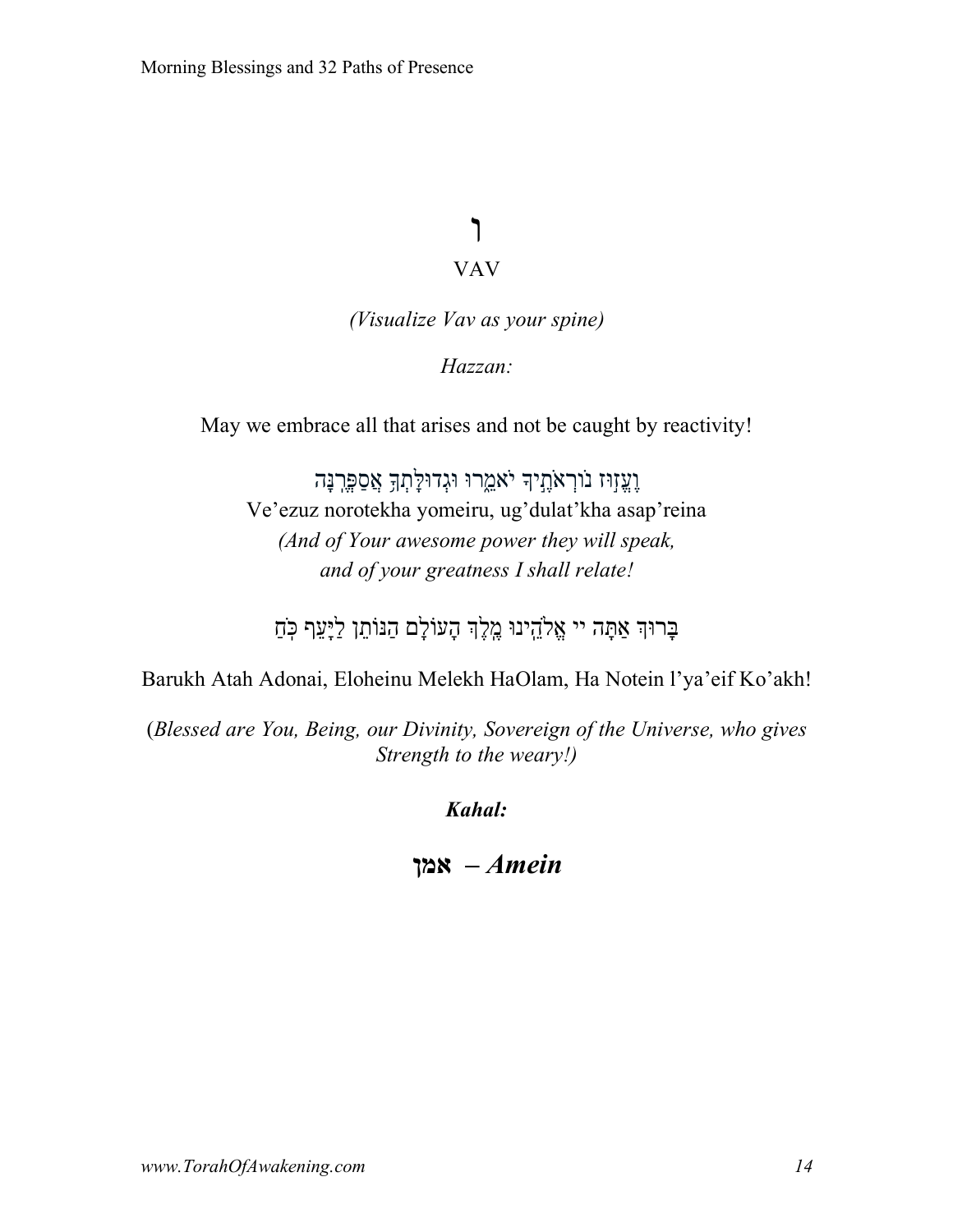# ו

## VAV

*(Visualize Vav as your spine)*

*Hazzan:*

May we embrace all that arises and not be caught by reactivity!

וֶעֱזוּז נוֹרְאֹתֶיךָ יֹאמֵרוּ וּגְדוּלָּתְךָ אֲסַפְּרֶנָּה

Ve'ezuz norotekha yomeiru, ug'dulat'kha asap'reina

*(And of Your awesome power they will speak,*
*and of your greatness I shall relate!*

בָּרוּךְ אַתָּה יי אֱלֹהֵינוּ מֶלֶךְ הָעוֹלָם הַנּוֹתֵן לַיָּעֵף כֹּחַ

Barukh Atah Adonai, Eloheinu Melekh HaOlam, Ha Notein l'ya'eif Ko'akh!

(*Blessed are You, Being, our Divinity, Sovereign of the Universe, who gives Strength to the weary!)*

***Kahal:***

**אמן** ***– Amein***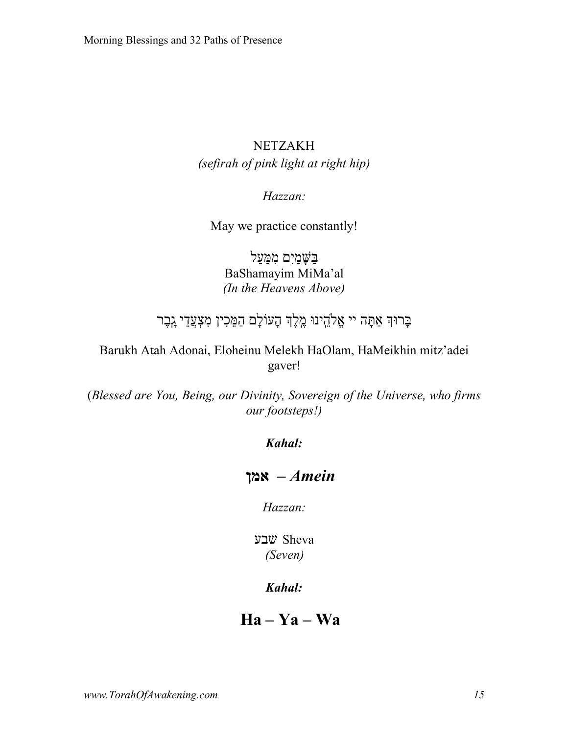NETZAKH

*(sefirah of pink light at right hip)*

*Hazzan:*

May we practice constantly!

בַּשָּׁמַיִם מִמַּעַל

BaShamayim MiMa'al

*(In the Heavens Above)*

בָּרוּךְ אַתָּה יי אֱלֹהֵינוּ מֶלֶךְ הָעוֹלָם הַמֵּכִין מִצְעֲדֵי גָבֶר

Barukh Atah Adonai, Eloheinu Melekh HaOlam, HaMeikhin mitz'adei gaver!

(*Blessed are You, Being, our Divinity, Sovereign of the Universe, who firms our footsteps!)*

***Kahal:***

**אמן** ***– Amein***

*Hazzan:*

שבע Sheva

*(Seven)*

***Kahal:***

**Ha – Ya – Wa**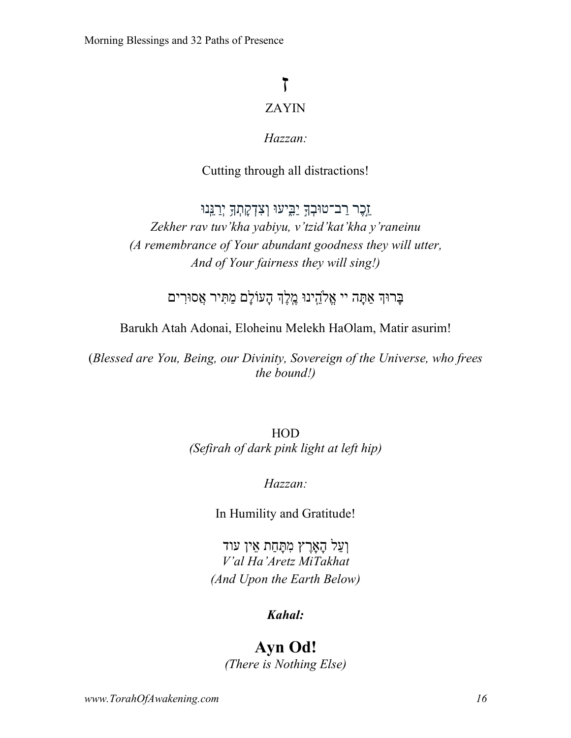# ז

## ZAYIN

*Hazzan:*

Cutting through all distractions!

זֵכֶר רַב־טוּבְךָ יַבִּיעוּ וְצִדְקָתְךָ יְרַנֵּנוּ

*Zekher rav tuv'kha yabiyu, v'tzid'kat'kha y'raneinu*
*(A remembrance of Your abundant goodness they will utter,*
*And of Your fairness they will sing!)*

בָּרוּךְ אַתָּה יי אֱלֹהֵינוּ מֶלֶךְ הָעוֹלָם מַתִּיר אֲסוּרִים

Barukh Atah Adonai, Eloheinu Melekh HaOlam, Matir asurim!

(*Blessed are You, Being, our Divinity, Sovereign of the Universe, who frees the bound!)*

HOD
*(Sefirah of dark pink light at left hip)*

*Hazzan:*

In Humility and Gratitude!

וְעַל הָאָרֶץ מִתָּחַת אֵין עוד
*V'al Ha'Aretz MiTakhat*
*(And Upon the Earth Below)*

***Kahal:***

**Ayn Od!**
*(There is Nothing Else)*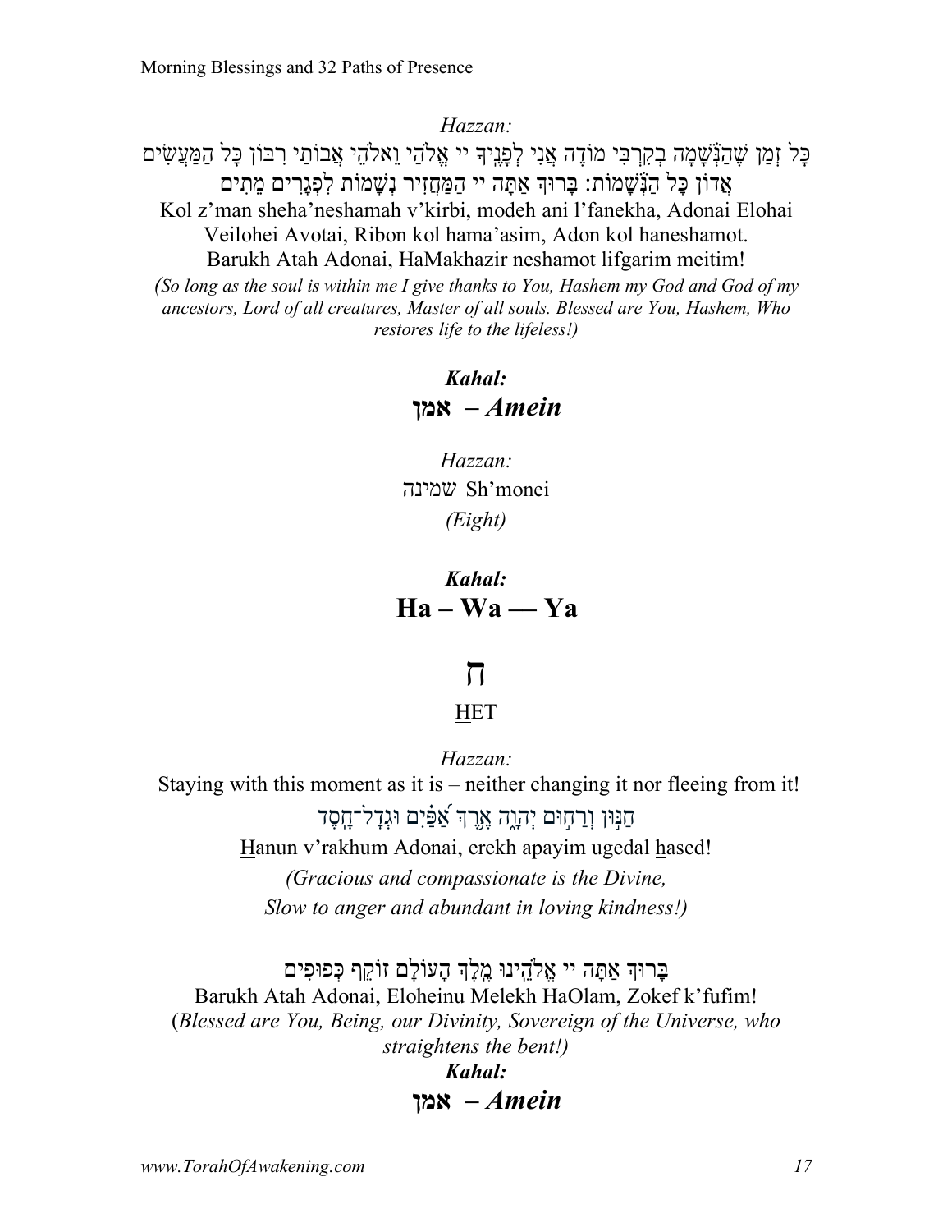*Hazzan:*

כָּל זְמַן שֶׁהַנְּשָׁמָה בְקִרְבִּי מוֹדֶה אֲנִי לְפָנֶיךָ יי אֱלֹהַי וֵאלֹהֵי אֲבוֹתַי רִבּוֹן כָּל הַמַּעֲשִׂים אֲדוֹן כָּל הַנְּשָׁמוֹת: בָּרוּךְ אַתָּה יי הַמַּחֲזִיר נְשָׁמוֹת לִפְגָרִים מֵתִים

Kol z'man sheha'neshamah v'kirbi, modeh ani l'fanekha, Adonai Elohai Veilohei Avotai, Ribon kol hama'asim, Adon kol haneshamot.
Barukh Atah Adonai, HaMakhazir neshamot lifgarim meitim!

*(So long as the soul is within me I give thanks to You, Hashem my God and God of my ancestors, Lord of all creatures, Master of all souls. Blessed are You, Hashem, Who restores life to the lifeless!)*

***Kahal:***
**אמן – *Amein***

*Hazzan:*
שמינה Sh'monei
*(Eight)*

***Kahal:***
**Ha – Wa — Ya**

# ח

HET

*Hazzan:*

Staying with this moment as it is – neither changing it nor fleeing from it!

חַנּוּן וְרַחוּם יְהֹוָה אֶרֶךְ אַפַּיִם וּגְדָל־חָסֶד

Hanun v'rakhum Adonai, erekh apayim ugedal hased!

*(Gracious and compassionate is the Divine,*
*Slow to anger and abundant in loving kindness!)*

בָּרוּךְ אַתָּה יי אֱלֹהֵינוּ מֶלֶךְ הָעוֹלָם זוֹקֵף כְּפוּפִים

Barukh Atah Adonai, Eloheinu Melekh HaOlam, Zokef k'fufim!
(*Blessed are You, Being, our Divinity, Sovereign of the Universe, who straightens the bent!*)

***Kahal:***
**אמן – *Amein***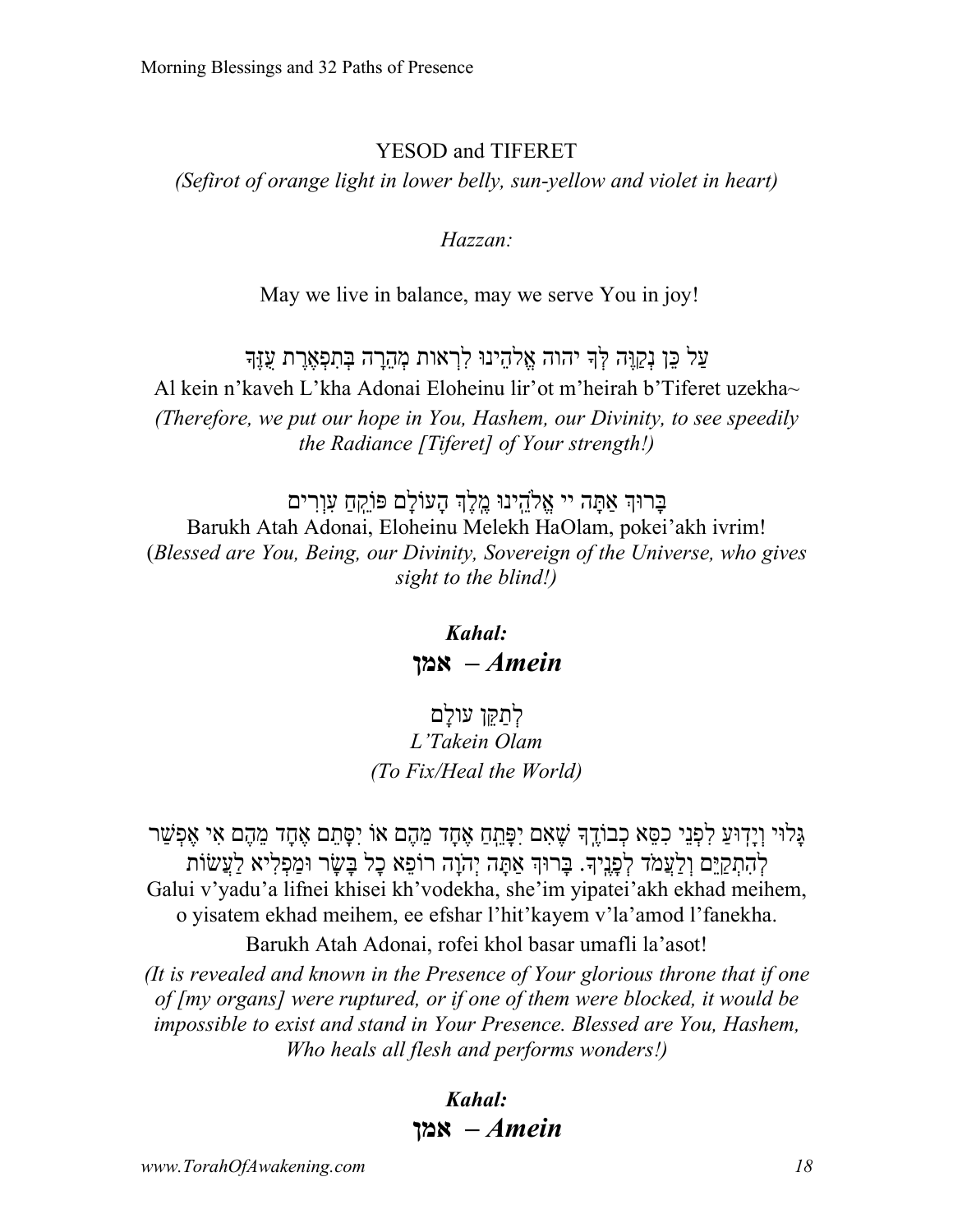YESOD and TIFERET

*(Sefirot of orange light in lower belly, sun-yellow and violet in heart)*

*Hazzan:*

May we live in balance, may we serve You in joy!

עַל כֵּן נְקַוֶּה לְּךָ יהוה אֱלֹהֵינוּ לִרְאוֹת מְהֵרָה בְּתִפְאֶרֶת עֻזֶּךָ

Al kein n'kaveh L'kha Adonai Eloheinu lir'ot m'heirah b'Tiferet uzekha~

*(Therefore, we put our hope in You, Hashem, our Divinity, to see speedily the Radiance [Tiferet] of Your strength!)*

בָּרוּךְ אַתָּה יי אֱלֹהֵינוּ מֶלֶךְ הָעוֹלָם פּוֹקֵחַ עִוְרִים

Barukh Atah Adonai, Eloheinu Melekh HaOlam, pokei'akh ivrim!

(*Blessed are You, Being, our Divinity, Sovereign of the Universe, who gives sight to the blind!)*

***Kahal:***

**אמן – *Amein***

לְתַקֵּן עוֹלָם

*L'Takein Olam*

*(To Fix/Heal the World)*

גָּלוּי וְיָדוּעַ לִפְנֵי כִסֵּא כְבוֹדֶךָ שֶׁאִם יִפָּתֵחַ אֶחָד מֵהֶם אוֹ יִסָּתֵם אֶחָד מֵהֶם אִי אֶפְשַׁר לְהִתְקַיֵּם וְלַעֲמֹד לְפָנֶיךָ. בָּרוּךְ אַתָּה יְהֹוָה רוֹפֵא כָל בָּשָׂר וּמַפְלִיא לַעֲשׂוֹת

Galui v'yadu'a lifnei khisei kh'vodekha, she'im yipatei'akh ekhad meihem, o yisatem ekhad meihem, ee efshar l'hit'kayem v'la'amod l'fanekha.

Barukh Atah Adonai, rofei khol basar umafli la'asot!

*(It is revealed and known in the Presence of Your glorious throne that if one of [my organs] were ruptured, or if one of them were blocked, it would be impossible to exist and stand in Your Presence. Blessed are You, Hashem, Who heals all flesh and performs wonders!)*

***Kahal:***

**אמן – *Amein***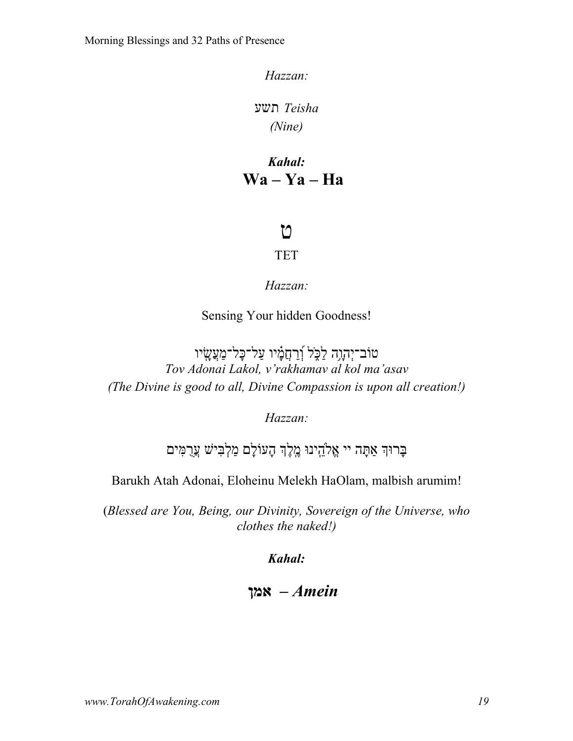*Hazzan:*

תשע *Teisha*
*(Nine)*

***Kahal:***
**Wa – Ya – Ha**

# ט

TET

*Hazzan:*

Sensing Your hidden Goodness!

טוֹב־יְהוָה לַכֹּל וְרַחֲמָיו עַל־כָּל־מַעֲשָׂיו
*Tov Adonai Lakol, v'rakhamav al kol ma'asav*
*(The Divine is good to all, Divine Compassion is upon all creation!)*

*Hazzan:*

בָּרוּךְ אַתָּה יי אֱלֹהֵינוּ מֶלֶךְ הָעוֹלָם מַלְבִּישׁ עֲרֻמִּים

Barukh Atah Adonai, Eloheinu Melekh HaOlam, malbish arumim!

(*Blessed are You, Being, our Divinity, Sovereign of the Universe, who clothes the naked!)*

***Kahal:***

**אמן** ***– Amein***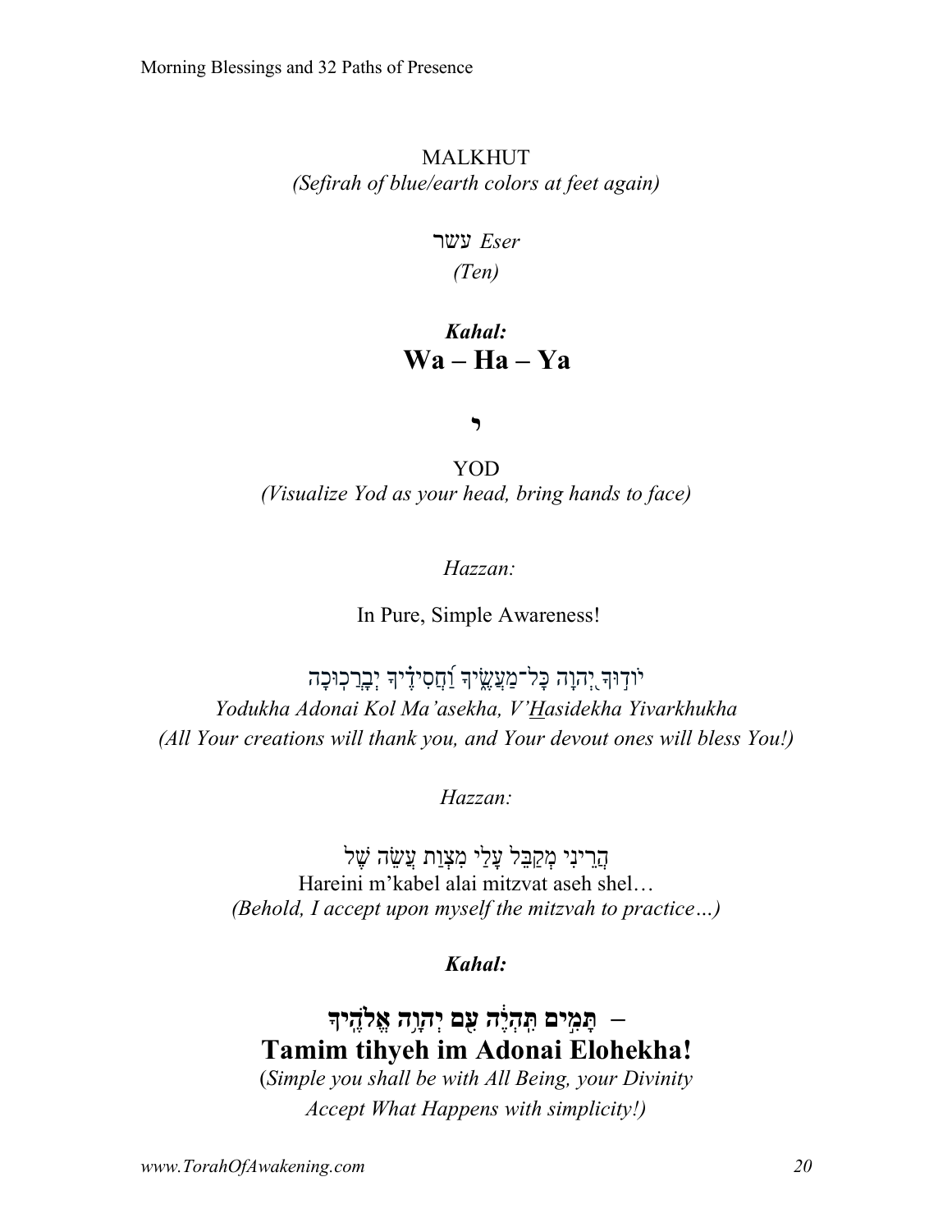MALKHUT

*(Sefirah of blue/earth colors at feet again)*

עשר *Eser*

*(Ten)*

***Kahal:***

**Wa – Ha – Ya**

**י**

YOD

*(Visualize Yod as your head, bring hands to face)*

*Hazzan:*

In Pure, Simple Awareness!

יוֹד֣וּךָ יְ֭הוָה כָּל־מַעֲשֶׂ֑יךָ וַ֝חֲסִידֶ֗יךָ יְבָרְכֽוּכָה

*Yodukha Adonai Kol Ma'asekha, V'Hasidekha Yivarkhukha*

*(All Your creations will thank you, and Your devout ones will bless You!)*

*Hazzan:*

הֲרֵינִי מְקַבֵּל עָלַי מִצְוַת עֲשֵׂה שֶׁל

Hareini m'kabel alai mitzvat aseh shel…

*(Behold, I accept upon myself the mitzvah to practice…)*

***Kahal:***

**תָּמִ֣ים תִּֽהְיֶ֔ה עִ֖ם יְהוָ֥ה אֱלֹהֶֽיךָ –**

**Tamim tihyeh im Adonai Elohekha!**

(*Simple you shall be with All Being, your Divinity*

*Accept What Happens with simplicity!)*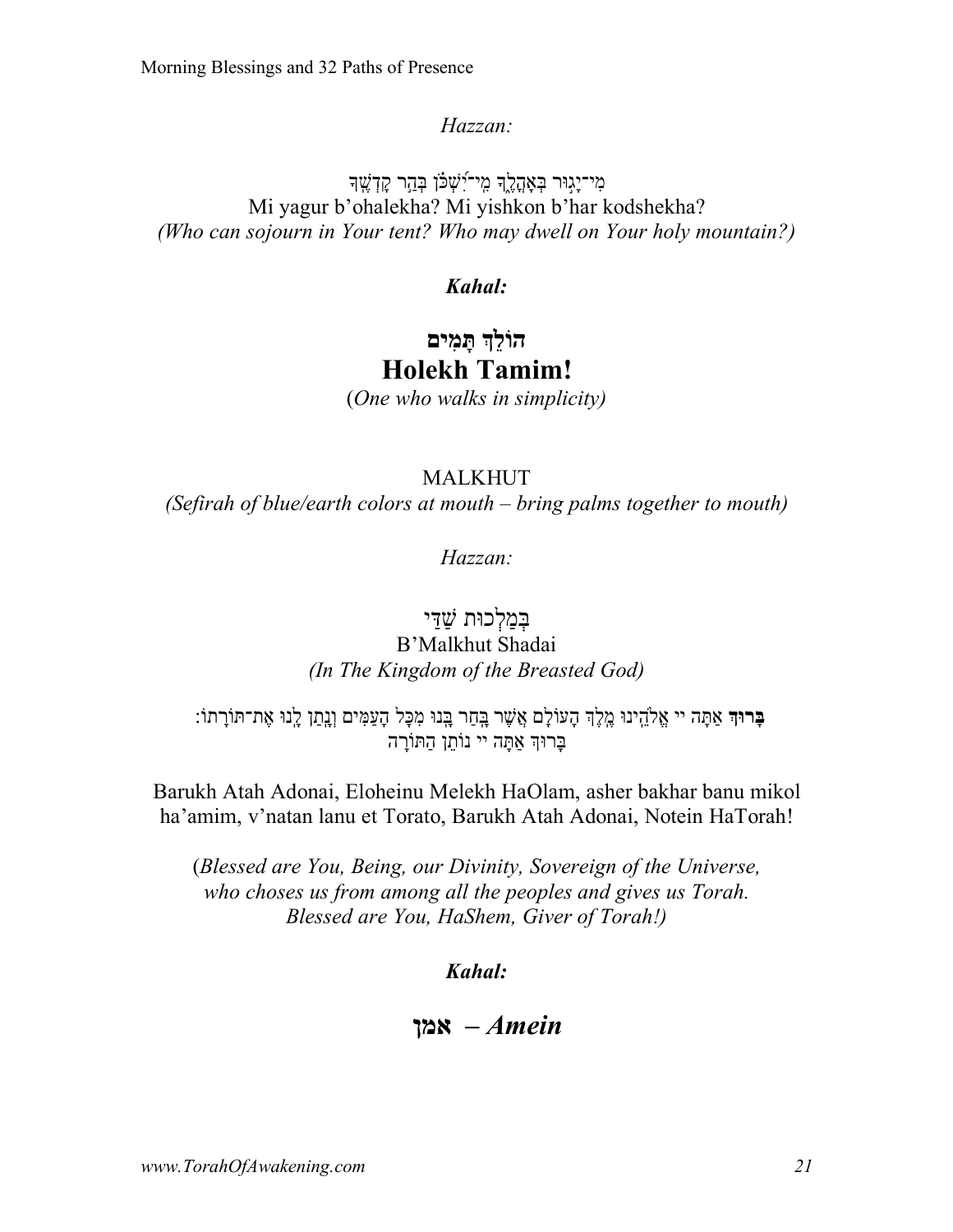*Hazzan:*

מִי־יָגוּר בְּאָהֳלֶךָ מִי־יִשְׁכֹּן בְּהַר קָדְשֶׁךָ
Mi yagur b'ohalekha? Mi yishkon b'har kodshekha?
*(Who can sojourn in Your tent? Who may dwell on Your holy mountain?)*

***Kahal:***

## הוֹלֵךְ תָּמִים
## Holekh Tamim!

(*One who walks in simplicity)*

MALKHUT
*(Sefirah of blue/earth colors at mouth – bring palms together to mouth)*

*Hazzan:*

בְּמַלְכוּת שַׁדַּי
B'Malkhut Shadai
*(In The Kingdom of the Breasted God)*

**בָּרוּךְ** אַתָּה יי אֱלֹהֵינוּ מֶלֶךְ הָעוֹלָם אֲשֶׁר בָּחַר בָּנוּ מִכָּל הָעַמִּים וְנָתַן לָנוּ אֶת־תּוֹרָתוֹ:
בָּרוּךְ אַתָּה יי נוֹתֵן הַתּוֹרָה

Barukh Atah Adonai, Eloheinu Melekh HaOlam, asher bakhar banu mikol ha'amim, v'natan lanu et Torato, Barukh Atah Adonai, Notein HaTorah!

(*Blessed are You, Being, our Divinity, Sovereign of the Universe, who choses us from among all the peoples and gives us Torah. Blessed are You, HaShem, Giver of Torah!)*

***Kahal:***

## אמן *– Amein*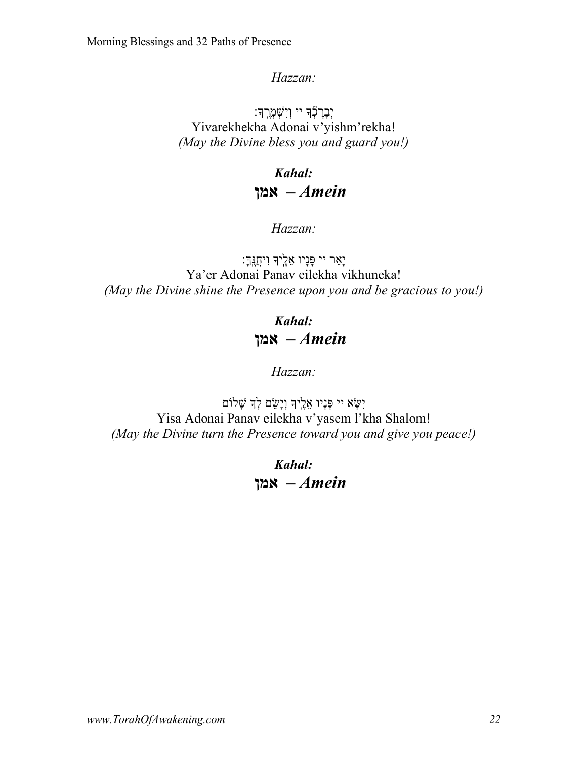*Hazzan:*

יְבָרֶכְךָ יי וְיִשְׁמְרֶךָ׃
Yivarekhekha Adonai v'yishm'rekha!
*(May the Divine bless you and guard you!)*

***Kahal:***
**אמן – *Amein***

*Hazzan:*

יָאֵר יי פָּנָיו אֵלֶיךָ וִיחֻנֶּךָּ׃
Ya'er Adonai Panav eilekha vikhuneka!
*(May the Divine shine the Presence upon you and be gracious to you!)*

***Kahal:***
**אמן – *Amein***

*Hazzan:*

יִשָּׂא יי פָּנָיו אֵלֶיךָ וְיָשֵׂם לְךָ שָׁלוֹם
Yisa Adonai Panav eilekha v'yasem l'kha Shalom!
*(May the Divine turn the Presence toward you and give you peace!)*

***Kahal:***
**אמן – *Amein***